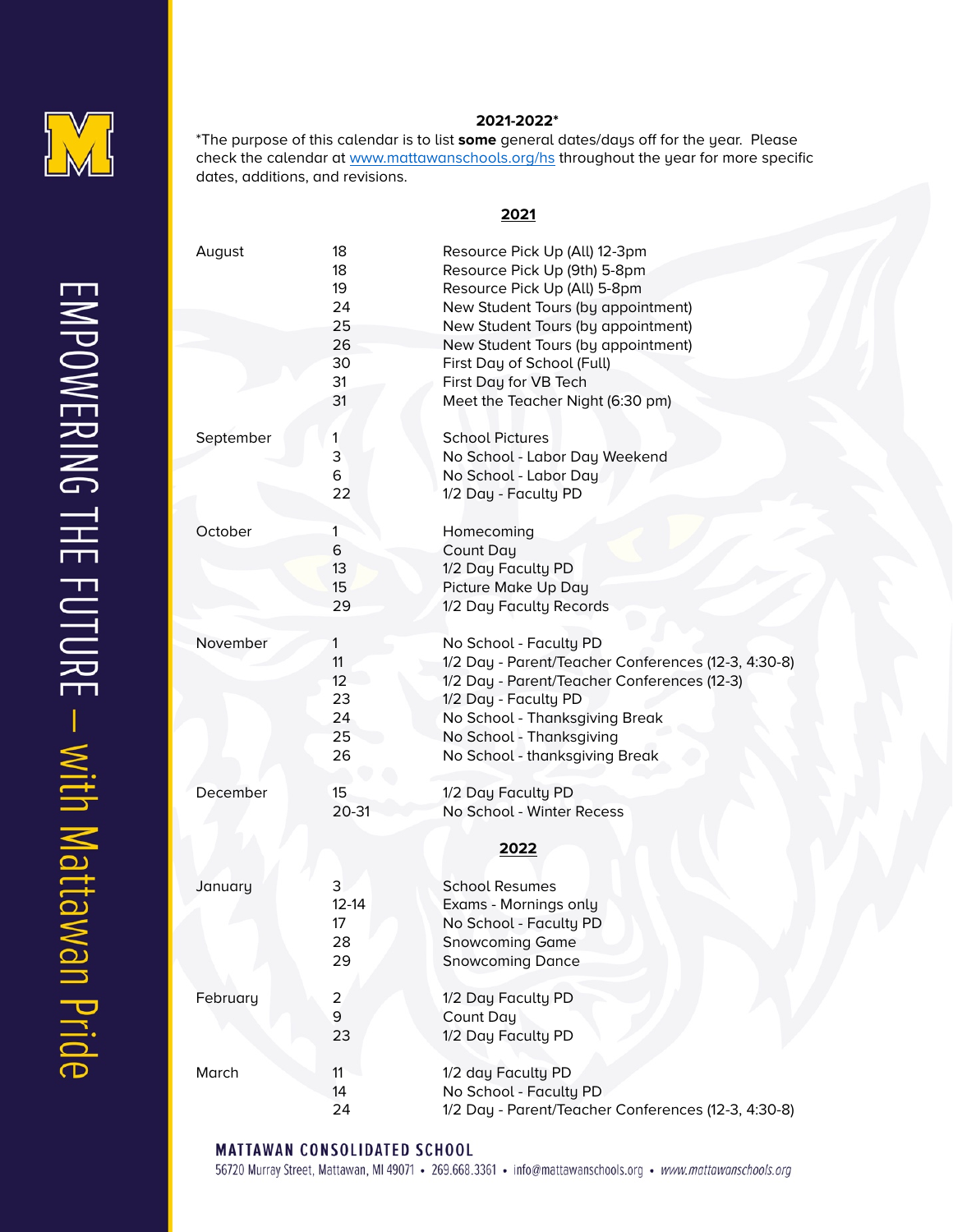**2021-2022***

*The purpose of this calendar is to list **some** general dates/days off for the year. Please check the calendar at [www.mattawanschools.org/hs](www.mattawanschools.org/hs) throughout the year for more specific dates, additions, and revisions.

## 2021

| Month | Date | Event |
|---|---|---|
| August | 18 | Resource Pick Up (All) 12-3pm |
| | 18 | Resource Pick Up (9th) 5-8pm |
| | 19 | Resource Pick Up (All) 5-8pm |
| | 24 | New Student Tours (by appointment) |
| | 25 | New Student Tours (by appointment) |
| | 26 | New Student Tours (by appointment) |
| | 30 | First Day of School (Full) |
| | 31 | First Day for VB Tech |
| | 31 | Meet the Teacher Night (6:30 pm) |
| September | 1 | School Pictures |
| | 3 | No School - Labor Day Weekend |
| | 6 | No School - Labor Day |
| | 22 | 1/2 Day - Faculty PD |
| October | 1 | Homecoming |
| | 6 | Count Day |
| | 13 | 1/2 Day Faculty PD |
| | 15 | Picture Make Up Day |
| | 29 | 1/2 Day Faculty Records |
| November | 1 | No School - Faculty PD |
| | 11 | 1/2 Day - Parent/Teacher Conferences (12-3, 4:30-8) |
| | 12 | 1/2 Day - Parent/Teacher Conferences (12-3) |
| | 23 | 1/2 Day - Faculty PD |
| | 24 | No School - Thanksgiving Break |
| | 25 | No School - Thanksgiving |
| | 26 | No School - thanksgiving Break |
| December | 15 | 1/2 Day Faculty PD |
| | 20-31 | No School - Winter Recess |

## 2022

| Month | Date | Event |
|---|---|---|
| January | 3 | School Resumes |
| | 12-14 | Exams - Mornings only |
| | 17 | No School - Faculty PD |
| | 28 | Snowcoming Game |
| | 29 | Snowcoming Dance |
| February | 2 | 1/2 Day Faculty PD |
| | 9 | Count Day |
| | 23 | 1/2 Day Faculty PD |
| March | 11 | 1/2 day Faculty PD |
| | 14 | No School - Faculty PD |
| | 24 | 1/2 Day - Parent/Teacher Conferences (12-3, 4:30-8) |

EMPOWERING THE FUTURE – with Mattawan Pride

**MATTAWAN CONSOLIDATED SCHOOL**

56720 Murray Street, Mattawan, MI 49071 • 269.668.3361 • info@mattawanschools.org • *www.mattawanschools.org*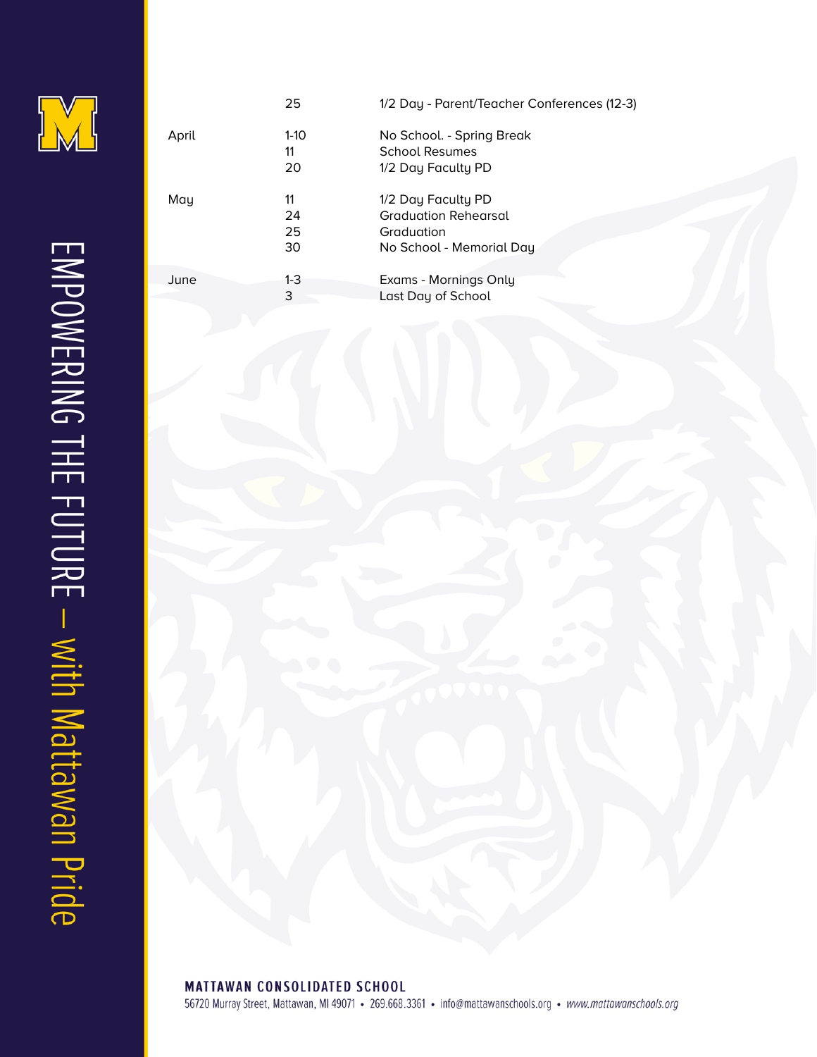| | | |
|---|---|---|
| | 25 | 1/2 Day - Parent/Teacher Conferences (12-3) |
| April | 1-10 | No School. - Spring Break |
| | 11 | School Resumes |
| | 20 | 1/2 Day Faculty PD |
| May | 11 | 1/2 Day Faculty PD |
| | 24 | Graduation Rehearsal |
| | 25 | Graduation |
| | 30 | No School - Memorial Day |
| June | 1-3 | Exams - Mornings Only |
| | 3 | Last Day of School |